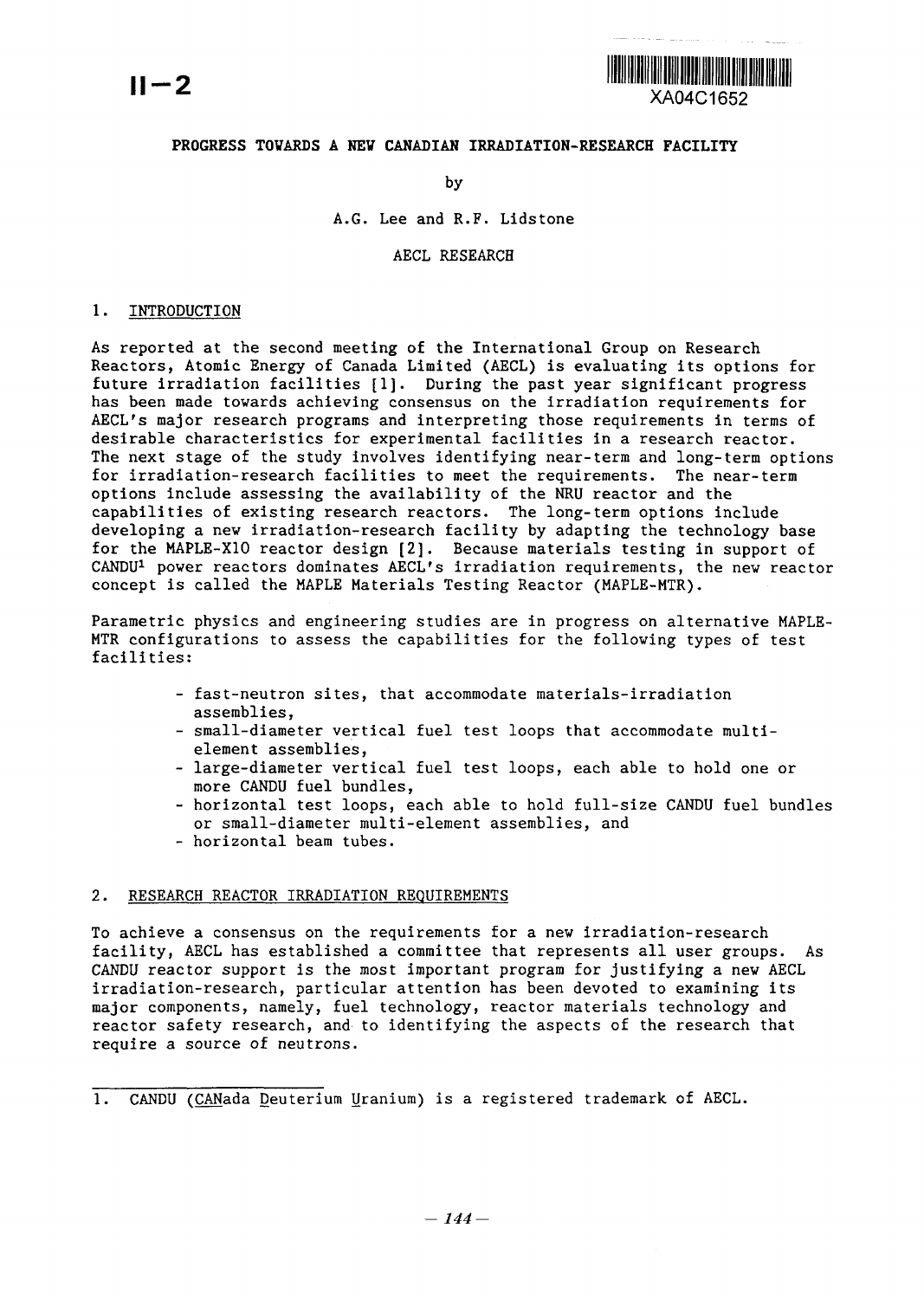II-2

XA04C1652

# PROGRESS TOWARDS A NEW CANADIAN IRRADIATION-RESEARCH FACILITY

by

A.G. Lee and R.F. Lidstone

AECL RESEARCH

## 1. INTRODUCTION

As reported at the second meeting of the International Group on Research Reactors, Atomic Energy of Canada Limited (AECL) is evaluating its options for future irradiation facilities [1]. During the past year significant progress has been made towards achieving consensus on the irradiation requirements for AECL's major research programs and interpreting those requirements in terms of desirable characteristics for experimental facilities in a research reactor. The next stage of the study involves identifying near-term and long-term options for irradiation-research facilities to meet the requirements. The near-term options include assessing the availability of the NRU reactor and the capabilities of existing research reactors. The long-term options include developing a new irradiation-research facility by adapting the technology base for the MAPLE-X10 reactor design [2]. Because materials testing in support of CANDU[1] power reactors dominates AECL's irradiation requirements, the new reactor concept is called the MAPLE Materials Testing Reactor (MAPLE-MTR).

Parametric physics and engineering studies are in progress on alternative MAPLE-MTR configurations to assess the capabilities for the following types of test facilities:

- fast-neutron sites, that accommodate materials-irradiation assemblies,
- small-diameter vertical fuel test loops that accommodate multi-element assemblies,
- large-diameter vertical fuel test loops, each able to hold one or more CANDU fuel bundles,
- horizontal test loops, each able to hold full-size CANDU fuel bundles or small-diameter multi-element assemblies, and
- horizontal beam tubes.

## 2. RESEARCH REACTOR IRRADIATION REQUIREMENTS

To achieve a consensus on the requirements for a new irradiation-research facility, AECL has established a committee that represents all user groups. As CANDU reactor support is the most important program for justifying a new AECL irradiation-research, particular attention has been devoted to examining its major components, namely, fuel technology, reactor materials technology and reactor safety research, and to identifying the aspects of the research that require a source of neutrons.

---

1. CANDU (CANada Deuterium Uranium) is a registered trademark of AECL.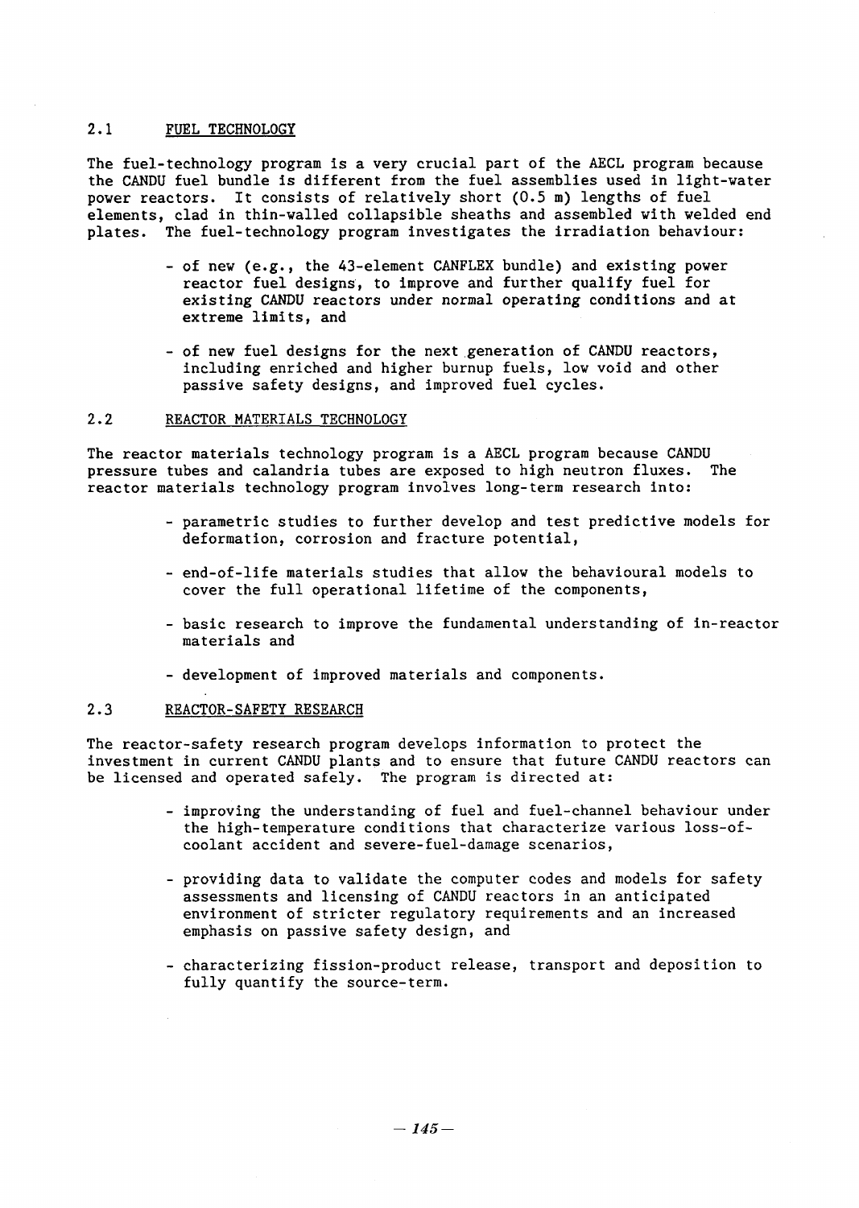## 2.1 FUEL TECHNOLOGY

The fuel-technology program is a very crucial part of the AECL program because the CANDU fuel bundle is different from the fuel assemblies used in light-water power reactors. It consists of relatively short (0.5 m) lengths of fuel elements, clad in thin-walled collapsible sheaths and assembled with welded end plates. The fuel-technology program investigates the irradiation behaviour:

- of new (e.g., the 43-element CANFLEX bundle) and existing power reactor fuel designs, to improve and further qualify fuel for existing CANDU reactors under normal operating conditions and at extreme limits, and
- of new fuel designs for the next generation of CANDU reactors, including enriched and higher burnup fuels, low void and other passive safety designs, and improved fuel cycles.

## 2.2 REACTOR MATERIALS TECHNOLOGY

The reactor materials technology program is a AECL program because CANDU pressure tubes and calandria tubes are exposed to high neutron fluxes. The reactor materials technology program involves long-term research into:

- parametric studies to further develop and test predictive models for deformation, corrosion and fracture potential,
- end-of-life materials studies that allow the behavioural models to cover the full operational lifetime of the components,
- basic research to improve the fundamental understanding of in-reactor materials and
- development of improved materials and components.

## 2.3 REACTOR-SAFETY RESEARCH

The reactor-safety research program develops information to protect the investment in current CANDU plants and to ensure that future CANDU reactors can be licensed and operated safely. The program is directed at:

- improving the understanding of fuel and fuel-channel behaviour under the high-temperature conditions that characterize various loss-of-coolant accident and severe-fuel-damage scenarios,
- providing data to validate the computer codes and models for safety assessments and licensing of CANDU reactors in an anticipated environment of stricter regulatory requirements and an increased emphasis on passive safety design, and
- characterizing fission-product release, transport and deposition to fully quantify the source-term.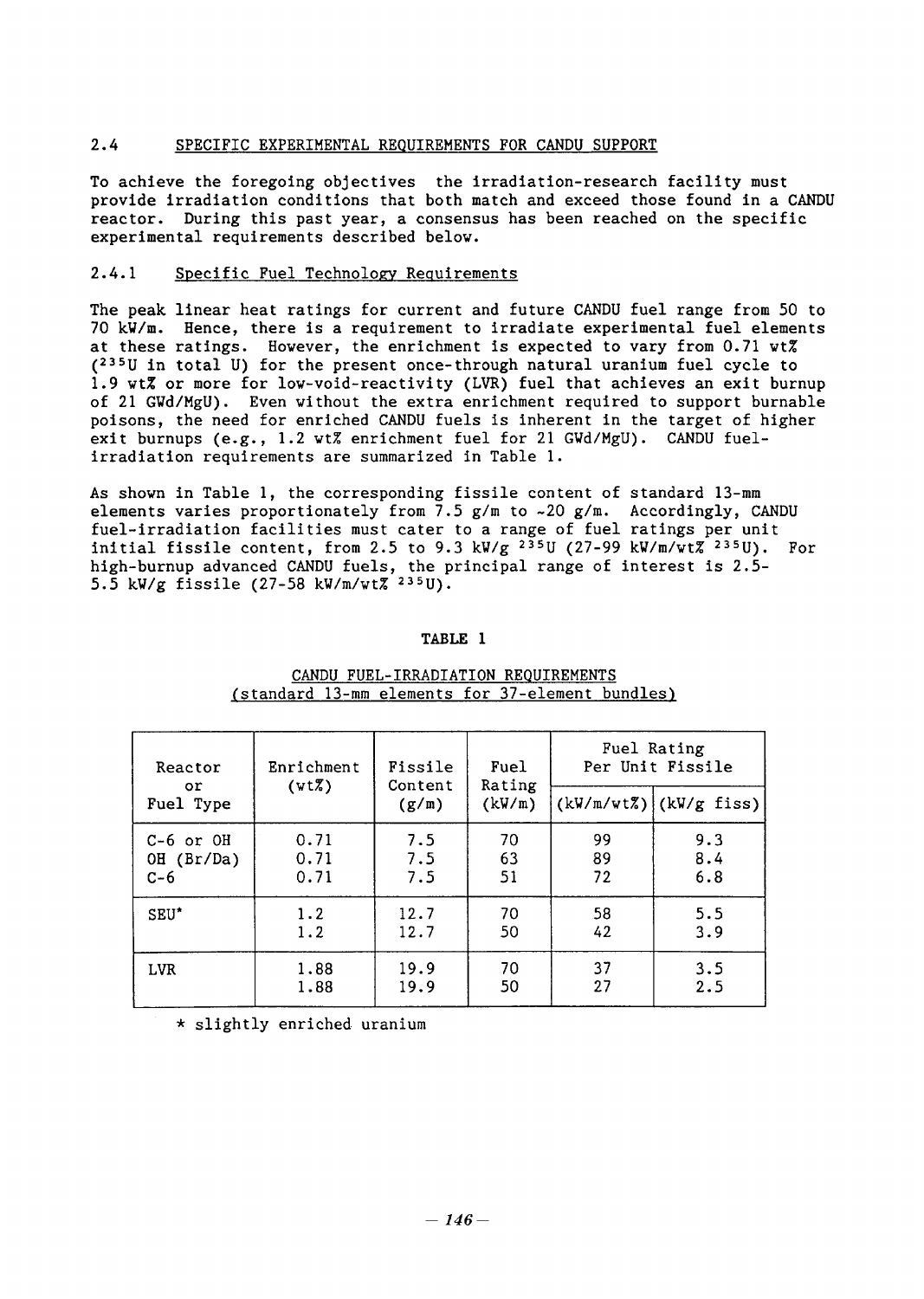## 2.4 SPECIFIC EXPERIMENTAL REQUIREMENTS FOR CANDU SUPPORT

To achieve the foregoing objectives the irradiation-research facility must provide irradiation conditions that both match and exceed those found in a CANDU reactor. During this past year, a consensus has been reached on the specific experimental requirements described below.

### 2.4.1 Specific Fuel Technology Requirements

The peak linear heat ratings for current and future CANDU fuel range from 50 to 70 kW/m. Hence, there is a requirement to irradiate experimental fuel elements at these ratings. However, the enrichment is expected to vary from 0.71 wt% ($^{235}U$ in total U) for the present once-through natural uranium fuel cycle to 1.9 wt% or more for low-void-reactivity (LVR) fuel that achieves an exit burnup of 21 GWd/MgU). Even without the extra enrichment required to support burnable poisons, the need for enriched CANDU fuels is inherent in the target of higher exit burnups (e.g., 1.2 wt% enrichment fuel for 21 GWd/MgU). CANDU fuel-irradiation requirements are summarized in Table 1.

As shown in Table 1, the corresponding fissile content of standard 13-mm elements varies proportionately from 7.5 g/m to ~20 g/m. Accordingly, CANDU fuel-irradiation facilities must cater to a range of fuel ratings per unit initial fissile content, from 2.5 to 9.3 kW/g $^{235}U$ (27-99 kW/m/wt% $^{235}U$). For high-burnup advanced CANDU fuels, the principal range of interest is 2.5-5.5 kW/g fissile (27-58 kW/m/wt% $^{235}U$).

**TABLE 1**

CANDU FUEL-IRRADIATION REQUIREMENTS
(standard 13-mm elements for 37-element bundles)

| Reactor or Fuel Type | Enrichment (wt%) | Fissile Content (g/m) | Fuel Rating (kW/m) | Fuel Rating Per Unit Fissile | |
|---|---|---|---|---|---|
| | | | | (kW/m/wt%) | (kW/g fiss) |
| C-6 or OH | 0.71 | 7.5 | 70 | 99 | 9.3 |
| OH (Br/Da) | 0.71 | 7.5 | 63 | 89 | 8.4 |
| C-6 | 0.71 | 7.5 | 51 | 72 | 6.8 |
| SEU* | 1.2 | 12.7 | 70 | 58 | 5.5 |
| | 1.2 | 12.7 | 50 | 42 | 3.9 |
| LVR | 1.88 | 19.9 | 70 | 37 | 3.5 |
| | 1.88 | 19.9 | 50 | 27 | 2.5 |

\* slightly enriched uranium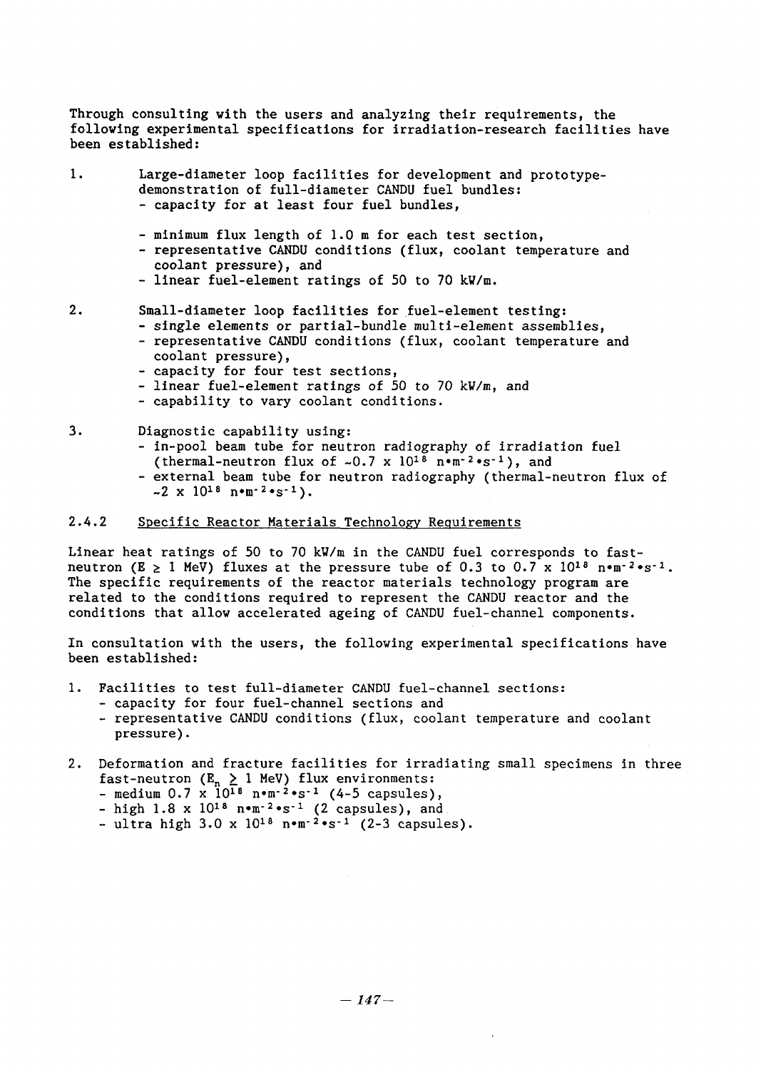Through consulting with the users and analyzing their requirements, the following experimental specifications for irradiation-research facilities have been established:

1. Large-diameter loop facilities for development and prototype-demonstration of full-diameter CANDU fuel bundles:
   - capacity for at least four fuel bundles,
   - minimum flux length of 1.0 m for each test section,
   - representative CANDU conditions (flux, coolant temperature and coolant pressure), and
   - linear fuel-element ratings of 50 to 70 kW/m.

2. Small-diameter loop facilities for fuel-element testing:
   - single elements or partial-bundle multi-element assemblies,
   - representative CANDU conditions (flux, coolant temperature and coolant pressure),
   - capacity for four test sections,
   - linear fuel-element ratings of 50 to 70 kW/m, and
   - capability to vary coolant conditions.

3. Diagnostic capability using:
   - in-pool beam tube for neutron radiography of irradiation fuel (thermal-neutron flux of $\sim 0.7 \times 10^{18}$ $n \cdot m^{-2} \cdot s^{-1}$), and
   - external beam tube for neutron radiography (thermal-neutron flux of $\sim 2 \times 10^{18}$ $n \cdot m^{-2} \cdot s^{-1}$).

### 2.4.2 Specific Reactor Materials Technology Requirements

Linear heat ratings of 50 to 70 kW/m in the CANDU fuel corresponds to fast-neutron ($E \geq 1$ MeV) fluxes at the pressure tube of 0.3 to $0.7 \times 10^{18}$ $n \cdot m^{-2} \cdot s^{-1}$. The specific requirements of the reactor materials technology program are related to the conditions required to represent the CANDU reactor and the conditions that allow accelerated ageing of CANDU fuel-channel components.

In consultation with the users, the following experimental specifications have been established:

1. Facilities to test full-diameter CANDU fuel-channel sections:
   - capacity for four fuel-channel sections and
   - representative CANDU conditions (flux, coolant temperature and coolant pressure).

2. Deformation and fracture facilities for irradiating small specimens in three fast-neutron ($E_n \geq 1$ MeV) flux environments:
   - medium $0.7 \times 10^{18}$ $n \cdot m^{-2} \cdot s^{-1}$ (4-5 capsules),
   - high $1.8 \times 10^{18}$ $n \cdot m^{-2} \cdot s^{-1}$ (2 capsules), and
   - ultra high $3.0 \times 10^{18}$ $n \cdot m^{-2} \cdot s^{-1}$ (2-3 capsules).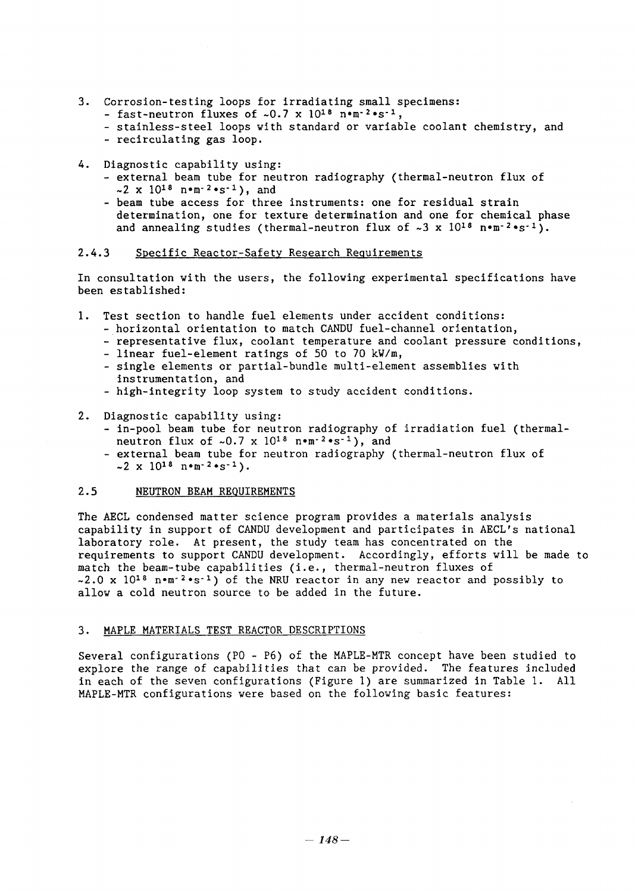3. Corrosion-testing loops for irradiating small specimens:
   - fast-neutron fluxes of ~$0.7 \times 10^{18}$ $n \cdot m^{-2} \cdot s^{-1}$,
   - stainless-steel loops with standard or variable coolant chemistry, and
   - recirculating gas loop.

4. Diagnostic capability using:
   - external beam tube for neutron radiography (thermal-neutron flux of ~$2 \times 10^{18}$ $n \cdot m^{-2} \cdot s^{-1}$), and
   - beam tube access for three instruments: one for residual strain determination, one for texture determination and one for chemical phase and annealing studies (thermal-neutron flux of ~$3 \times 10^{18}$ $n \cdot m^{-2} \cdot s^{-1}$).

### 2.4.3 Specific Reactor-Safety Research Requirements

In consultation with the users, the following experimental specifications have been established:

1. Test section to handle fuel elements under accident conditions:
   - horizontal orientation to match CANDU fuel-channel orientation,
   - representative flux, coolant temperature and coolant pressure conditions,
   - linear fuel-element ratings of 50 to 70 kW/m,
   - single elements or partial-bundle multi-element assemblies with instrumentation, and
   - high-integrity loop system to study accident conditions.

2. Diagnostic capability using:
   - in-pool beam tube for neutron radiography of irradiation fuel (thermal-neutron flux of ~$0.7 \times 10^{18}$ $n \cdot m^{-2} \cdot s^{-1}$), and
   - external beam tube for neutron radiography (thermal-neutron flux of ~$2 \times 10^{18}$ $n \cdot m^{-2} \cdot s^{-1}$).

## 2.5 NEUTRON BEAM REQUIREMENTS

The AECL condensed matter science program provides a materials analysis capability in support of CANDU development and participates in AECL's national laboratory role. At present, the study team has concentrated on the requirements to support CANDU development. Accordingly, efforts will be made to match the beam-tube capabilities (i.e., thermal-neutron fluxes of ~$2.0 \times 10^{18}$ $n \cdot m^{-2} \cdot s^{-1}$) of the NRU reactor in any new reactor and possibly to allow a cold neutron source to be added in the future.

# 3. MAPLE MATERIALS TEST REACTOR DESCRIPTIONS

Several configurations (P0 - P6) of the MAPLE-MTR concept have been studied to explore the range of capabilities that can be provided. The features included in each of the seven configurations (Figure 1) are summarized in Table 1. All MAPLE-MTR configurations were based on the following basic features: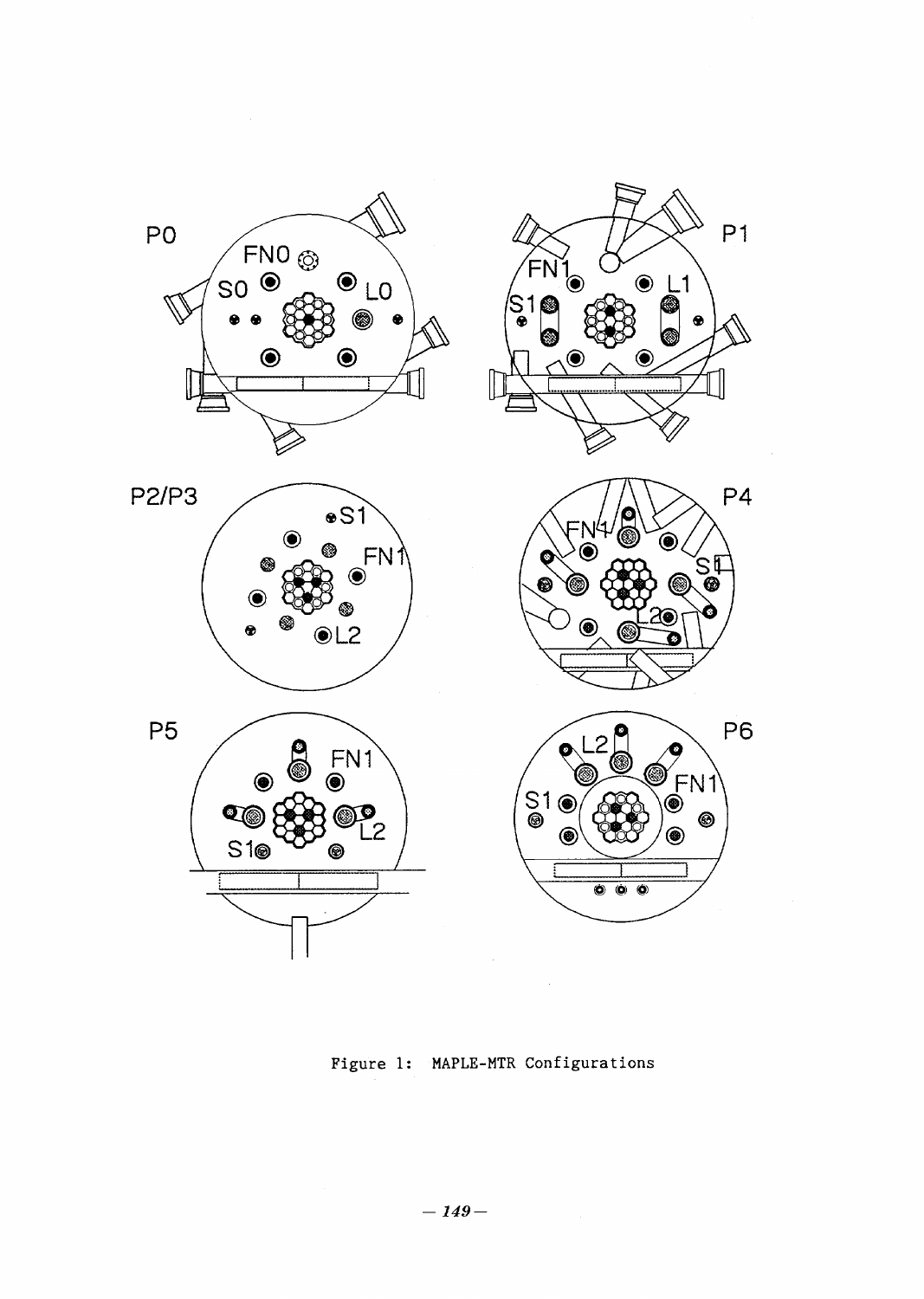Figure 1: MAPLE-MTR Configurations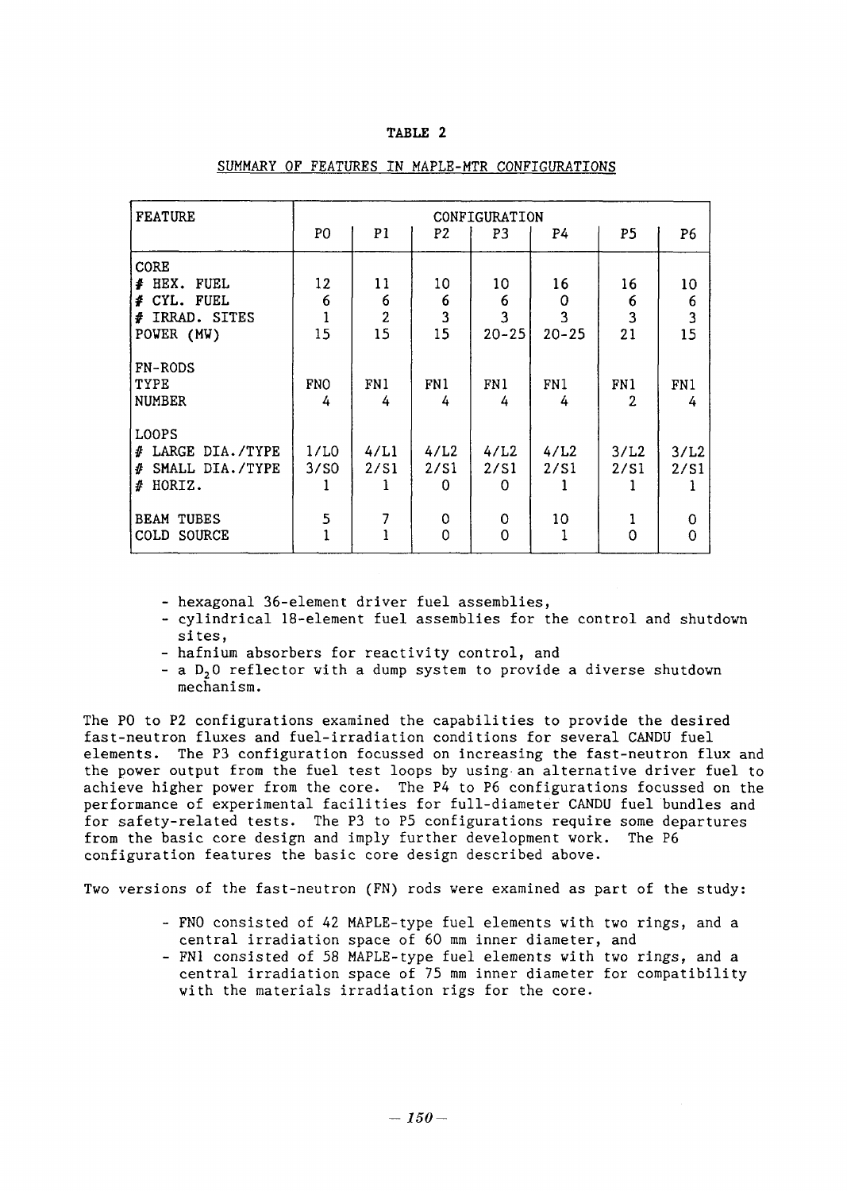**TABLE 2**

SUMMARY OF FEATURES IN MAPLE-MTR CONFIGURATIONS

| FEATURE | CONFIGURATION | | | | | | |
|---|---|---|---|---|---|---|---|
| | P0 | P1 | P2 | P3 | P4 | P5 | P6 |
| CORE | | | | | | | |
| # HEX. FUEL | 12 | 11 | 10 | 10 | 16 | 16 | 10 |
| # CYL. FUEL | 6 | 6 | 6 | 6 | 0 | 6 | 6 |
| # IRRAD. SITES | 1 | 2 | 3 | 3 | 3 | 3 | 3 |
| POWER (MW) | 15 | 15 | 15 | 20-25 | 20-25 | 21 | 15 |
| FN-RODS | | | | | | | |
| TYPE | FN0 | FN1 | FN1 | FN1 | FN1 | FN1 | FN1 |
| NUMBER | 4 | 4 | 4 | 4 | 4 | 2 | 4 |
| LOOPS | | | | | | | |
| # LARGE DIA./TYPE | 1/L0 | 4/L1 | 4/L2 | 4/L2 | 4/L2 | 3/L2 | 3/L2 |
| # SMALL DIA./TYPE | 3/S0 | 2/S1 | 2/S1 | 2/S1 | 2/S1 | 2/S1 | 2/S1 |
| # HORIZ. | 1 | 1 | 0 | 0 | 1 | 1 | 1 |
| BEAM TUBES | 5 | 7 | 0 | 0 | 10 | 1 | 0 |
| COLD SOURCE | 1 | 1 | 0 | 0 | 1 | 0 | 0 |

- hexagonal 36-element driver fuel assemblies,
- cylindrical 18-element fuel assemblies for the control and shutdown sites,
- hafnium absorbers for reactivity control, and
- a $D_2O$ reflector with a dump system to provide a diverse shutdown mechanism.

The P0 to P2 configurations examined the capabilities to provide the desired fast-neutron fluxes and fuel-irradiation conditions for several CANDU fuel elements. The P3 configuration focussed on increasing the fast-neutron flux and the power output from the fuel test loops by using an alternative driver fuel to achieve higher power from the core. The P4 to P6 configurations focussed on the performance of experimental facilities for full-diameter CANDU fuel bundles and for safety-related tests. The P3 to P5 configurations require some departures from the basic core design and imply further development work. The P6 configuration features the basic core design described above.

Two versions of the fast-neutron (FN) rods were examined as part of the study:

- FN0 consisted of 42 MAPLE-type fuel elements with two rings, and a central irradiation space of 60 mm inner diameter, and
- FN1 consisted of 58 MAPLE-type fuel elements with two rings, and a central irradiation space of 75 mm inner diameter for compatibility with the materials irradiation rigs for the core.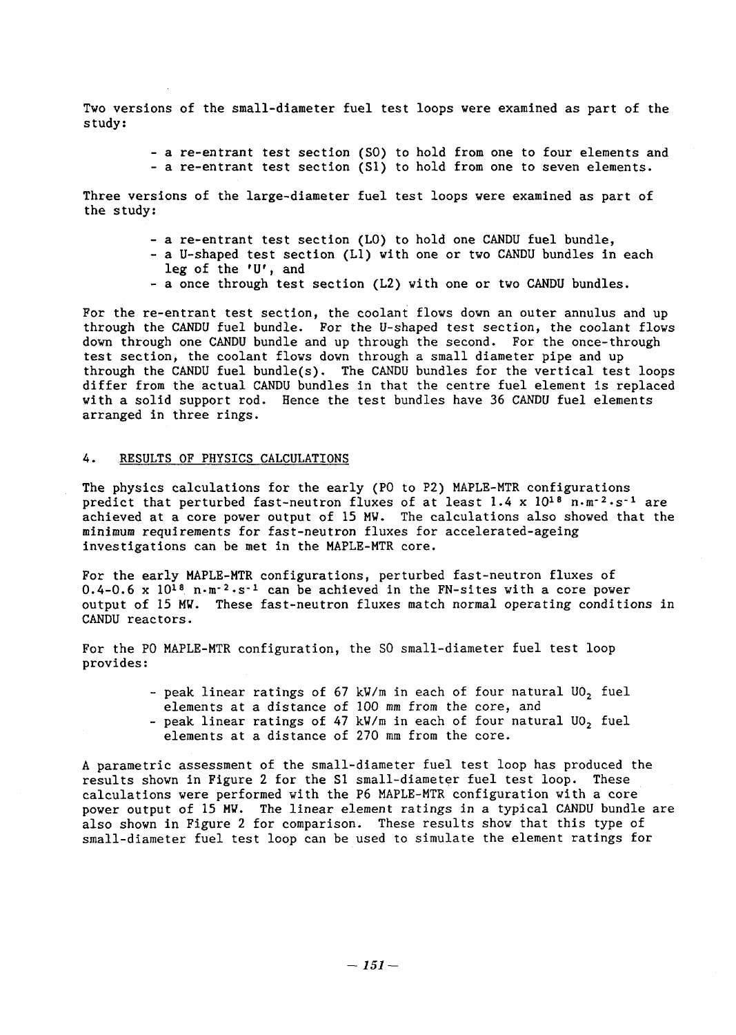Two versions of the small-diameter fuel test loops were examined as part of the study:

- a re-entrant test section (S0) to hold from one to four elements and
- a re-entrant test section (S1) to hold from one to seven elements.

Three versions of the large-diameter fuel test loops were examined as part of the study:

- a re-entrant test section (L0) to hold one CANDU fuel bundle,
- a U-shaped test section (L1) with one or two CANDU bundles in each leg of the 'U', and
- a once through test section (L2) with one or two CANDU bundles.

For the re-entrant test section, the coolant flows down an outer annulus and up through the CANDU fuel bundle. For the U-shaped test section, the coolant flows down through one CANDU bundle and up through the second. For the once-through test section, the coolant flows down through a small diameter pipe and up through the CANDU fuel bundle(s). The CANDU bundles for the vertical test loops differ from the actual CANDU bundles in that the centre fuel element is replaced with a solid support rod. Hence the test bundles have 36 CANDU fuel elements arranged in three rings.

## 4. RESULTS OF PHYSICS CALCULATIONS

The physics calculations for the early (P0 to P2) MAPLE-MTR configurations predict that perturbed fast-neutron fluxes of at least $1.4 \times 10^{18}$ $n \cdot m^{-2} \cdot s^{-1}$ are achieved at a core power output of 15 MW. The calculations also showed that the minimum requirements for fast-neutron fluxes for accelerated-ageing investigations can be met in the MAPLE-MTR core.

For the early MAPLE-MTR configurations, perturbed fast-neutron fluxes of $0.4\text{-}0.6 \times 10^{18}$ $n \cdot m^{-2} \cdot s^{-1}$ can be achieved in the FN-sites with a core power output of 15 MW. These fast-neutron fluxes match normal operating conditions in CANDU reactors.

For the P0 MAPLE-MTR configuration, the S0 small-diameter fuel test loop provides:

- peak linear ratings of 67 kW/m in each of four natural $UO_2$ fuel elements at a distance of 100 mm from the core, and
- peak linear ratings of 47 kW/m in each of four natural $UO_2$ fuel elements at a distance of 270 mm from the core.

A parametric assessment of the small-diameter fuel test loop has produced the results shown in Figure 2 for the S1 small-diameter fuel test loop. These calculations were performed with the P6 MAPLE-MTR configuration with a core power output of 15 MW. The linear element ratings in a typical CANDU bundle are also shown in Figure 2 for comparison. These results show that this type of small-diameter fuel test loop can be used to simulate the element ratings for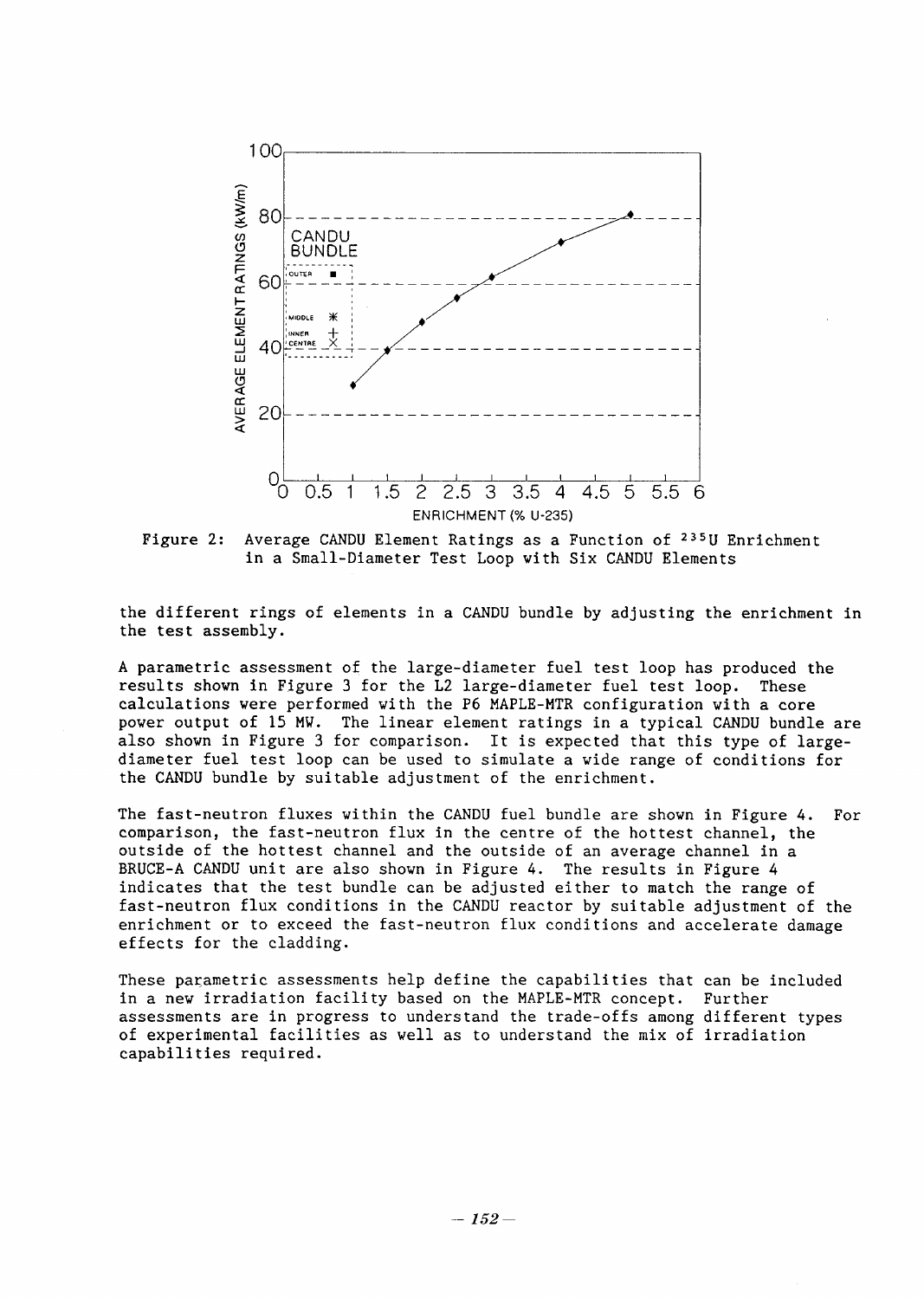Figure 2: Average CANDU Element Ratings as a Function of $^{235}U$ Enrichment in a Small-Diameter Test Loop with Six CANDU Elements

the different rings of elements in a CANDU bundle by adjusting the enrichment in the test assembly.

A parametric assessment of the large-diameter fuel test loop has produced the results shown in Figure 3 for the L2 large-diameter fuel test loop. These calculations were performed with the P6 MAPLE-MTR configuration with a core power output of 15 MW. The linear element ratings in a typical CANDU bundle are also shown in Figure 3 for comparison. It is expected that this type of large-diameter fuel test loop can be used to simulate a wide range of conditions for the CANDU bundle by suitable adjustment of the enrichment.

The fast-neutron fluxes within the CANDU fuel bundle are shown in Figure 4. For comparison, the fast-neutron flux in the centre of the hottest channel, the outside of the hottest channel and the outside of an average channel in a BRUCE-A CANDU unit are also shown in Figure 4. The results in Figure 4 indicates that the test bundle can be adjusted either to match the range of fast-neutron flux conditions in the CANDU reactor by suitable adjustment of the enrichment or to exceed the fast-neutron flux conditions and accelerate damage effects for the cladding.

These parametric assessments help define the capabilities that can be included in a new irradiation facility based on the MAPLE-MTR concept. Further assessments are in progress to understand the trade-offs among different types of experimental facilities as well as to understand the mix of irradiation capabilities required.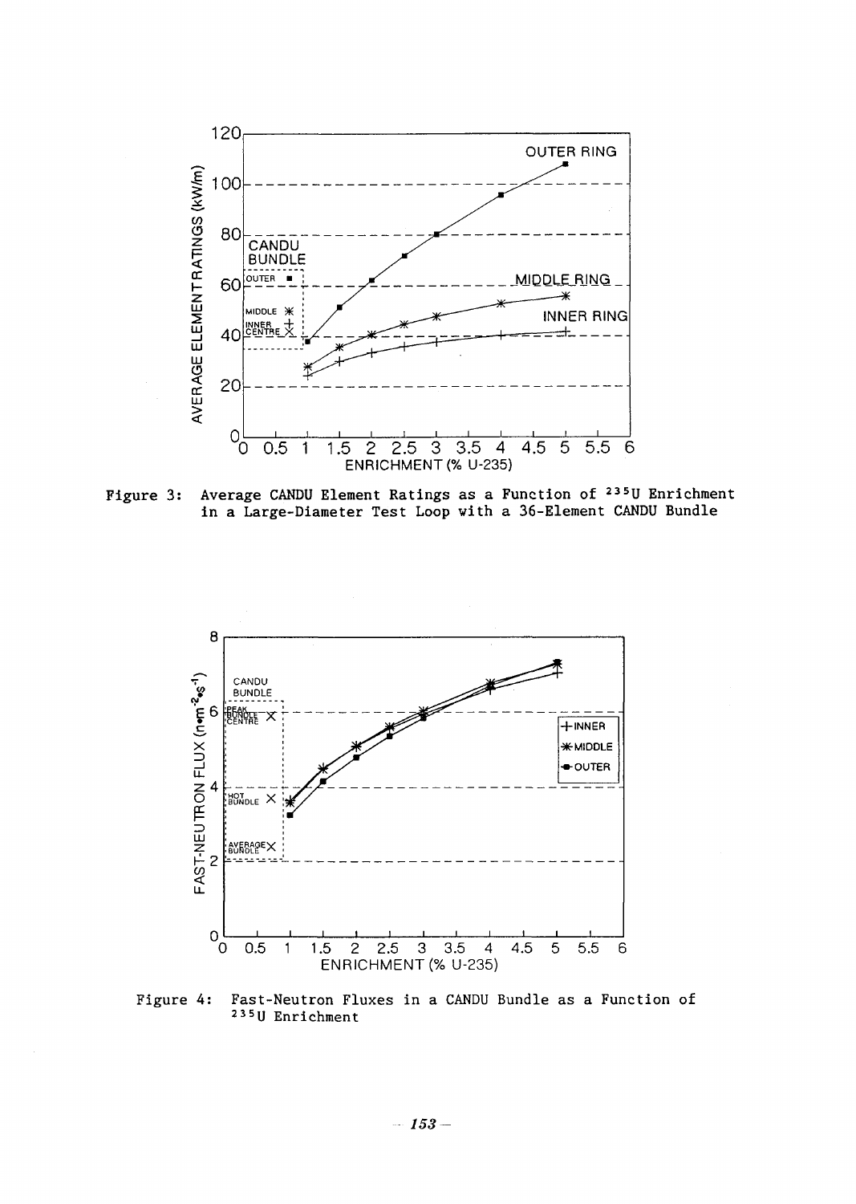Figure 3: Average CANDU Element Ratings as a Function of $^{235}U$ Enrichment in a Large-Diameter Test Loop with a 36-Element CANDU Bundle

Figure 4: Fast-Neutron Fluxes in a CANDU Bundle as a Function of $^{235}U$ Enrichment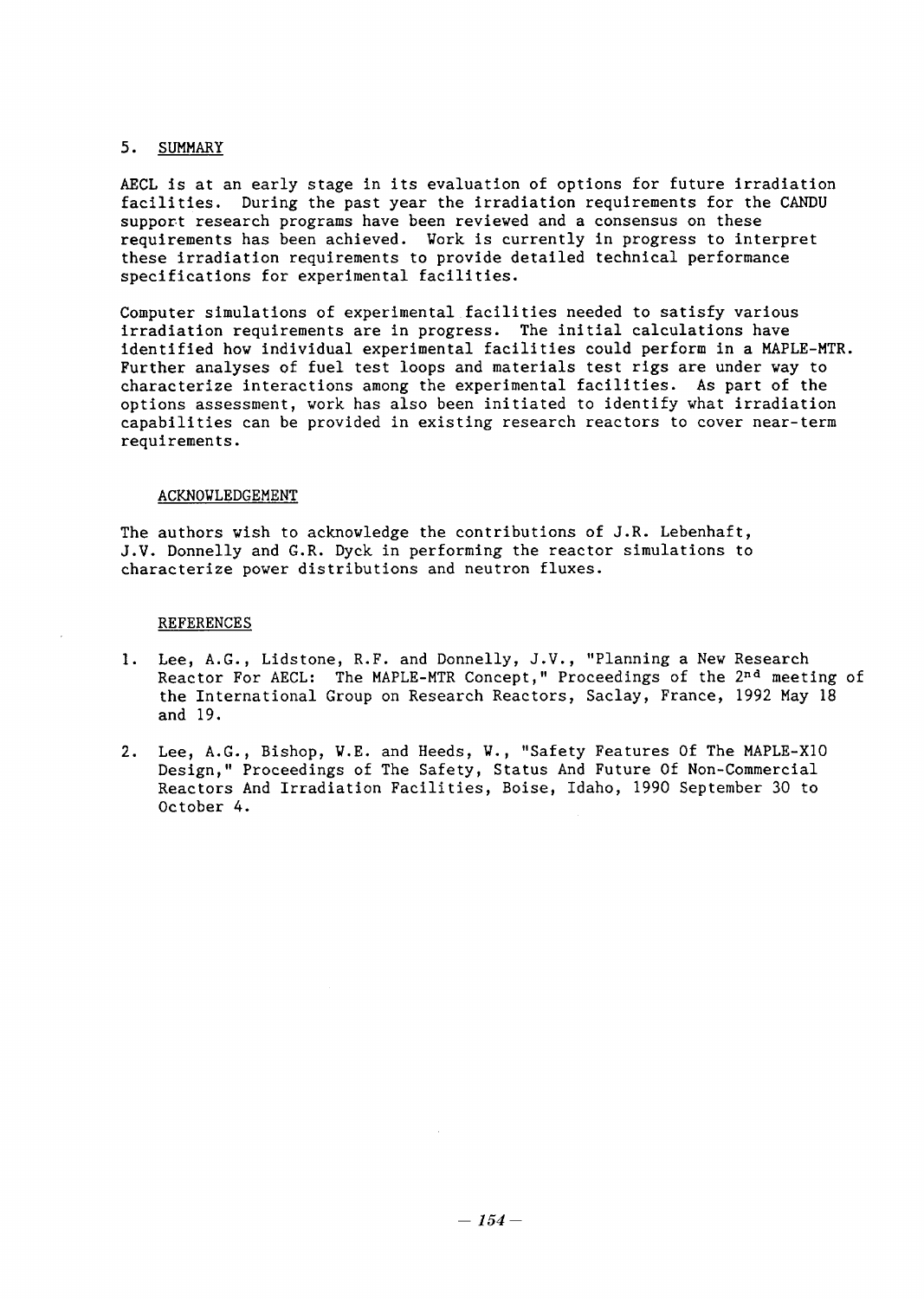## 5. SUMMARY

AECL is at an early stage in its evaluation of options for future irradiation facilities. During the past year the irradiation requirements for the CANDU support research programs have been reviewed and a consensus on these requirements has been achieved. Work is currently in progress to interpret these irradiation requirements to provide detailed technical performance specifications for experimental facilities.

Computer simulations of experimental facilities needed to satisfy various irradiation requirements are in progress. The initial calculations have identified how individual experimental facilities could perform in a MAPLE-MTR. Further analyses of fuel test loops and materials test rigs are under way to characterize interactions among the experimental facilities. As part of the options assessment, work has also been initiated to identify what irradiation capabilities can be provided in existing research reactors to cover near-term requirements.

### ACKNOWLEDGEMENT

The authors wish to acknowledge the contributions of J.R. Lebenhaft, J.V. Donnelly and G.R. Dyck in performing the reactor simulations to characterize power distributions and neutron fluxes.

### REFERENCES

1. Lee, A.G., Lidstone, R.F. and Donnelly, J.V., "Planning a New Research Reactor For AECL: The MAPLE-MTR Concept," Proceedings of the 2nd meeting of the International Group on Research Reactors, Saclay, France, 1992 May 18 and 19.

2. Lee, A.G., Bishop, W.E. and Heeds, W., "Safety Features Of The MAPLE-X10 Design," Proceedings of The Safety, Status And Future Of Non-Commercial Reactors And Irradiation Facilities, Boise, Idaho, 1990 September 30 to October 4.